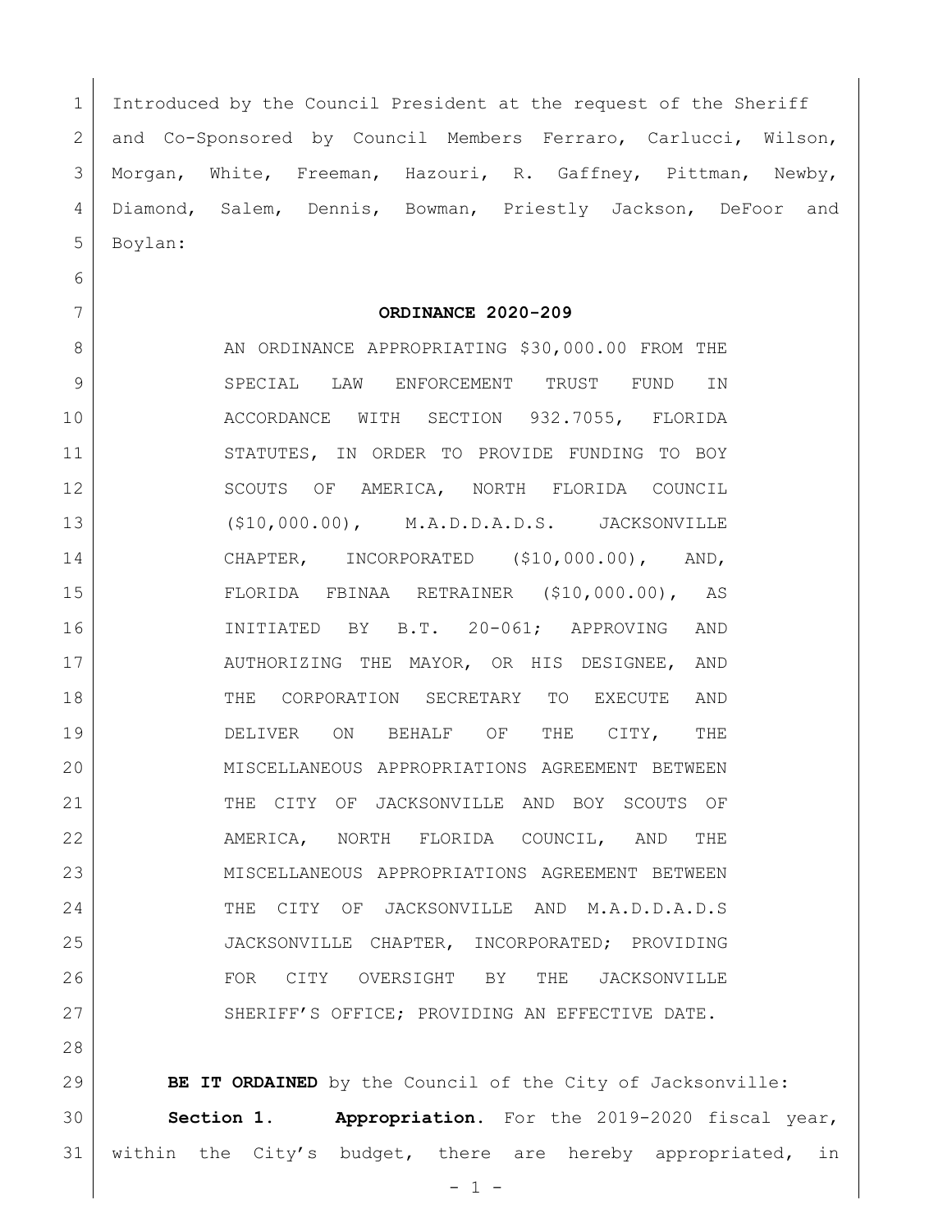Introduced by the Council President at the request of the Sheriff and Co-Sponsored by Council Members Ferraro, Carlucci, Wilson, Morgan, White, Freeman, Hazouri, R. Gaffney, Pittman, Newby, Diamond, Salem, Dennis, Bowman, Priestly Jackson, DeFoor and Boylan:

**ORDINANCE 2020-209**

AN ORDINANCE APPROPRIATING $30,000.00 FROM THE SPECIAL LAW ENFORCEMENT TRUST FUND IN ACCORDANCE WITH SECTION 932.7055, FLORIDA STATUTES, IN ORDER TO PROVIDE FUNDING TO BOY SCOUTS OF AMERICA, NORTH FLORIDA COUNCIL ($10,000.00), M.A.D.D.A.D.S. JACKSONVILLE CHAPTER, INCORPORATED ($10,000.00), AND, FLORIDA FBINAA RETRAINER ($10,000.00), AS INITIATED BY B.T. 20-061; APPROVING AND AUTHORIZING THE MAYOR, OR HIS DESIGNEE, AND THE CORPORATION SECRETARY TO EXECUTE AND DELIVER ON BEHALF OF THE CITY, THE MISCELLANEOUS APPROPRIATIONS AGREEMENT BETWEEN THE CITY OF JACKSONVILLE AND BOY SCOUTS OF AMERICA, NORTH FLORIDA COUNCIL, AND THE MISCELLANEOUS APPROPRIATIONS AGREEMENT BETWEEN THE CITY OF JACKSONVILLE AND M.A.D.D.A.D.S JACKSONVILLE CHAPTER, INCORPORATED; PROVIDING FOR CITY OVERSIGHT BY THE JACKSONVILLE SHERIFF'S OFFICE; PROVIDING AN EFFECTIVE DATE.

**BE IT ORDAINED** by the Council of the City of Jacksonville:

**Section 1. Appropriation.** For the 2019-2020 fiscal year, within the City's budget, there are hereby appropriated, in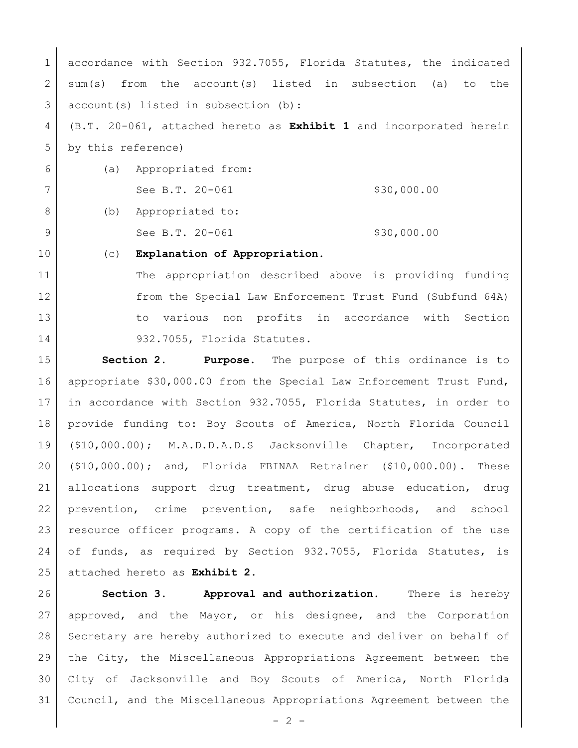accordance with Section 932.7055, Florida Statutes, the indicated sum(s) from the account(s) listed in subsection (a) to the account(s) listed in subsection (b):

(B.T. 20-061, attached hereto as **Exhibit 1** and incorporated herein by this reference)

(a) Appropriated from:

See B.T. 20-061 $30,000.00

(b) Appropriated to:

See B.T. 20-061 $30,000.00

(c) **Explanation of Appropriation.**

The appropriation described above is providing funding from the Special Law Enforcement Trust Fund (Subfund 64A) to various non profits in accordance with Section 932.7055, Florida Statutes.

**Section 2. Purpose.** The purpose of this ordinance is to appropriate $30,000.00 from the Special Law Enforcement Trust Fund, in accordance with Section 932.7055, Florida Statutes, in order to provide funding to: Boy Scouts of America, North Florida Council ($10,000.00); M.A.D.D.A.D.S Jacksonville Chapter, Incorporated ($10,000.00); and, Florida FBINAA Retrainer ($10,000.00). These allocations support drug treatment, drug abuse education, drug prevention, crime prevention, safe neighborhoods, and school resource officer programs. A copy of the certification of the use of funds, as required by Section 932.7055, Florida Statutes, is attached hereto as **Exhibit 2.**

**Section 3. Approval and authorization.** There is hereby approved, and the Mayor, or his designee, and the Corporation Secretary are hereby authorized to execute and deliver on behalf of the City, the Miscellaneous Appropriations Agreement between the City of Jacksonville and Boy Scouts of America, North Florida Council, and the Miscellaneous Appropriations Agreement between the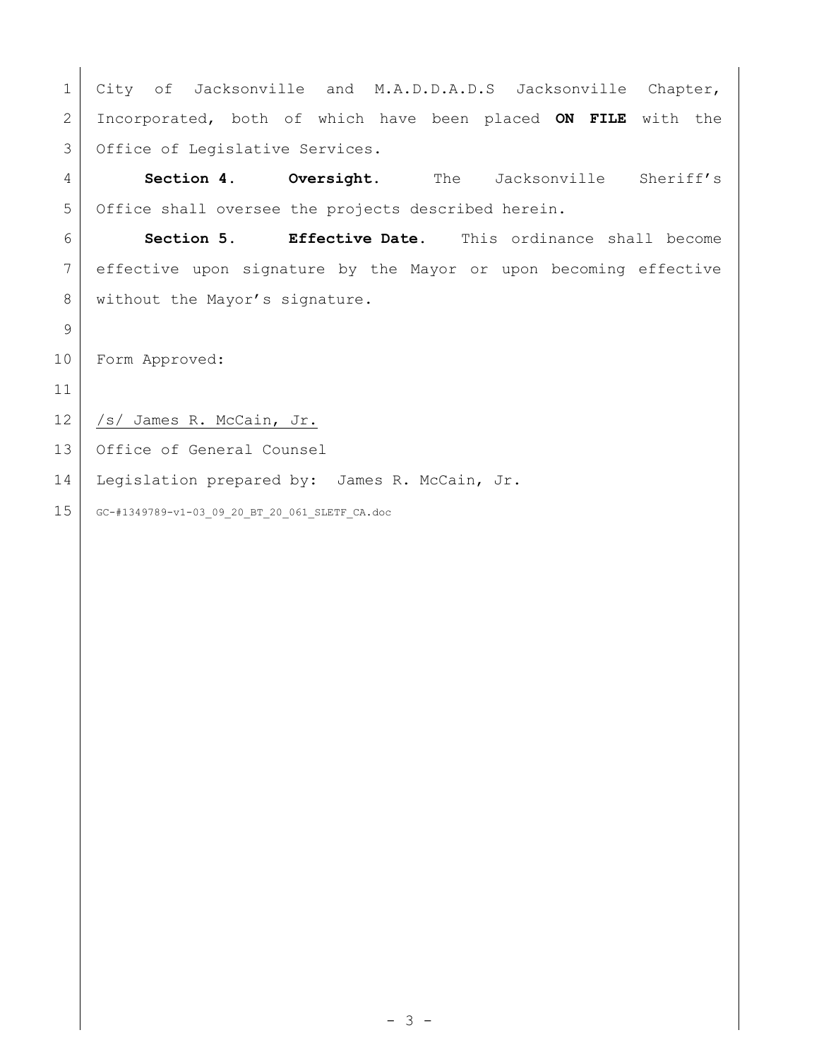City of Jacksonville and M.A.D.D.A.D.S Jacksonville Chapter, Incorporated, both of which have been placed **ON FILE** with the Office of Legislative Services.

**Section 4. Oversight.** The Jacksonville Sheriff's Office shall oversee the projects described herein.

**Section 5. Effective Date.** This ordinance shall become effective upon signature by the Mayor or upon becoming effective without the Mayor's signature.

Form Approved:

/s/ James R. McCain, Jr.

Office of General Counsel

Legislation prepared by: James R. McCain, Jr.

GC-#1349789-v1-03_09_20_BT_20_061_SLETF_CA.doc